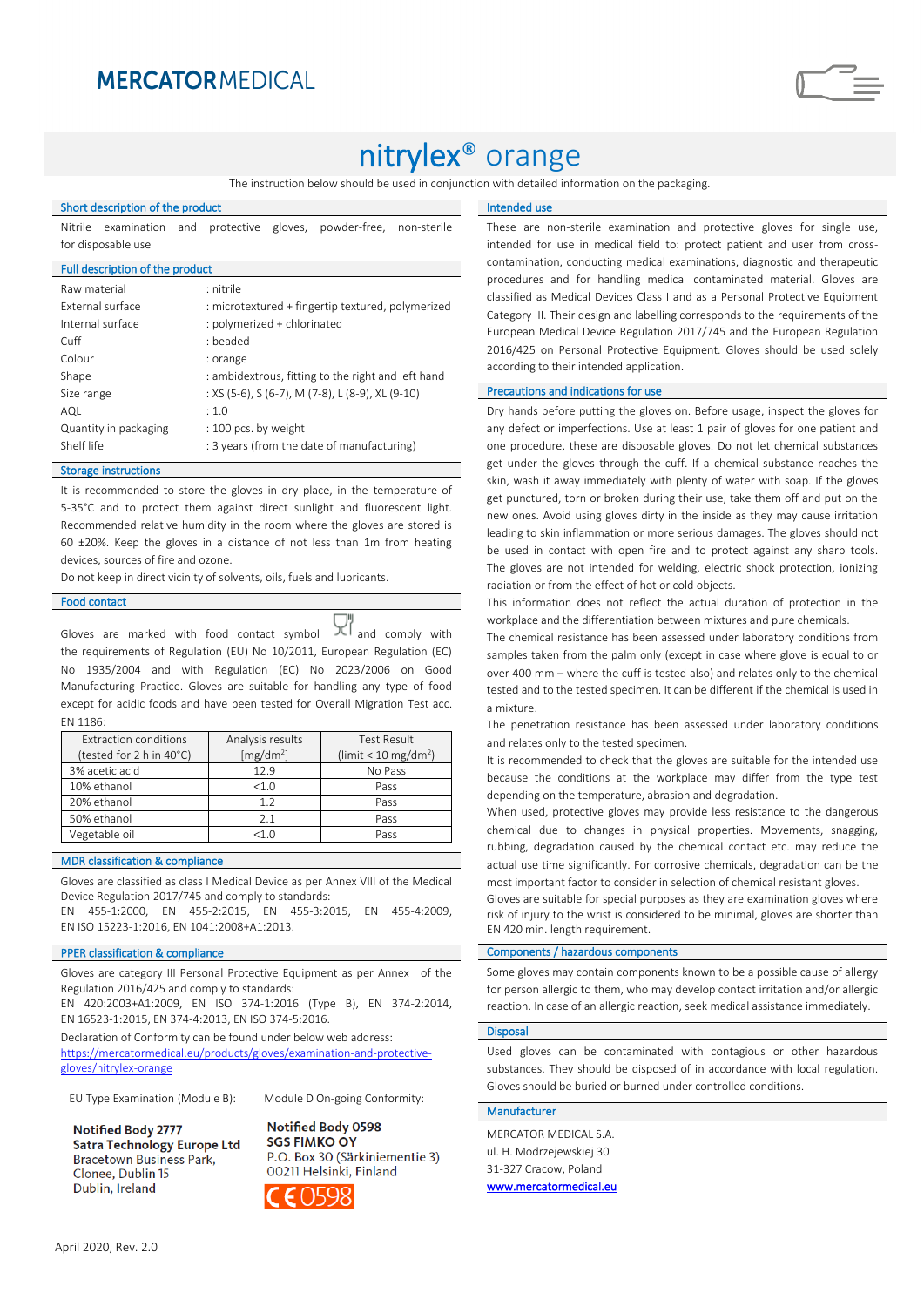MERCATOR MEDICAL

# nitrylex® orange

The instruction below should be used in conjunction with detailed information on the packaging.

## Short description of the product

Nitrile examination and protective gloves, powder-free, non-sterile for disposable use

## Full description of the product

| | |
|---|---|
| Raw material | : nitrile |
| External surface | : microtextured + fingertip textured, polymerized |
| Internal surface | : polymerized + chlorinated |
| Cuff | : beaded |
| Colour | : orange |
| Shape | : ambidextrous, fitting to the right and left hand |
| Size range | : XS (5-6), S (6-7), M (7-8), L (8-9), XL (9-10) |
| AQL | : 1.0 |
| Quantity in packaging | : 100 pcs. by weight |
| Shelf life | : 3 years (from the date of manufacturing) |

## Storage instructions

It is recommended to store the gloves in dry place, in the temperature of 5-35°C and to protect them against direct sunlight and fluorescent light. Recommended relative humidity in the room where the gloves are stored is 60 ±20%. Keep the gloves in a distance of not less than 1m from heating devices, sources of fire and ozone.

Do not keep in direct vicinity of solvents, oils, fuels and lubricants.

## Food contact

Gloves are marked with food contact symbol and comply with the requirements of Regulation (EU) No 10/2011, European Regulation (EC) No 1935/2004 and with Regulation (EC) No 2023/2006 on Good Manufacturing Practice. Gloves are suitable for handling any type of food except for acidic foods and have been tested for Overall Migration Test acc. EN 1186:

| Extraction conditions (tested for 2 h in 40°C) | Analysis results [mg/dm²] | Test Result (limit < 10 mg/dm²) |
|---|---|---|
| 3% acetic acid | 12.9 | No Pass |
| 10% ethanol | <1.0 | Pass |
| 20% ethanol | 1.2 | Pass |
| 50% ethanol | 2.1 | Pass |
| Vegetable oil | <1.0 | Pass |

## MDR classification & compliance

Gloves are classified as class I Medical Device as per Annex VIII of the Medical Device Regulation 2017/745 and comply to standards:
EN 455-1:2000, EN 455-2:2015, EN 455-3:2015, EN 455-4:2009, EN ISO 15223-1:2016, EN 1041:2008+A1:2013.

## PPER classification & compliance

Gloves are category III Personal Protective Equipment as per Annex I of the Regulation 2016/425 and comply to standards:
EN 420:2003+A1:2009, EN ISO 374-1:2016 (Type B), EN 374-2:2014, EN 16523-1:2015, EN 374-4:2013, EN ISO 374-5:2016.

Declaration of Conformity can be found under below web address:
https://mercatormedical.eu/products/gloves/examination-and-protective-gloves/nitrylex-orange

EU Type Examination (Module B):

**Notified Body 2777**
**Satra Technology Europe Ltd**
Bracetown Business Park,
Clonee, Dublin 15
Dublin, Ireland

Module D On-going Conformity:

**Notified Body 0598**
**SGS FIMKO OY**
P.O. Box 30 (Särkiniementie 3)
00211 Helsinki, Finland

CE 0598

## Intended use

These are non-sterile examination and protective gloves for single use, intended for use in medical field to: protect patient and user from cross-contamination, conducting medical examinations, diagnostic and therapeutic procedures and for handling medical contaminated material. Gloves are classified as Medical Devices Class I and as a Personal Protective Equipment Category III. Their design and labelling corresponds to the requirements of the European Medical Device Regulation 2017/745 and the European Regulation 2016/425 on Personal Protective Equipment. Gloves should be used solely according to their intended application.

## Precautions and indications for use

Dry hands before putting the gloves on. Before usage, inspect the gloves for any defect or imperfections. Use at least 1 pair of gloves for one patient and one procedure, these are disposable gloves. Do not let chemical substances get under the gloves through the cuff. If a chemical substance reaches the skin, wash it away immediately with plenty of water with soap. If the gloves get punctured, torn or broken during their use, take them off and put on the new ones. Avoid using gloves dirty in the inside as they may cause irritation leading to skin inflammation or more serious damages. The gloves should not be used in contact with open fire and to protect against any sharp tools. The gloves are not intended for welding, electric shock protection, ionizing radiation or from the effect of hot or cold objects.

This information does not reflect the actual duration of protection in the workplace and the differentiation between mixtures and pure chemicals.

The chemical resistance has been assessed under laboratory conditions from samples taken from the palm only (except in case where glove is equal to or over 400 mm – where the cuff is tested also) and relates only to the chemical tested and to the tested specimen. It can be different if the chemical is used in a mixture.

The penetration resistance has been assessed under laboratory conditions and relates only to the tested specimen.

It is recommended to check that the gloves are suitable for the intended use because the conditions at the workplace may differ from the type test depending on the temperature, abrasion and degradation.

When used, protective gloves may provide less resistance to the dangerous chemical due to changes in physical properties. Movements, snagging, rubbing, degradation caused by the chemical contact etc. may reduce the actual use time significantly. For corrosive chemicals, degradation can be the most important factor to consider in selection of chemical resistant gloves.

Gloves are suitable for special purposes as they are examination gloves where risk of injury to the wrist is considered to be minimal, gloves are shorter than EN 420 min. length requirement.

## Components / hazardous components

Some gloves may contain components known to be a possible cause of allergy for person allergic to them, who may develop contact irritation and/or allergic reaction. In case of an allergic reaction, seek medical assistance immediately.

## Disposal

Used gloves can be contaminated with contagious or other hazardous substances. They should be disposed of in accordance with local regulation. Gloves should be buried or burned under controlled conditions.

## Manufacturer

MERCATOR MEDICAL S.A.
ul. H. Modrzejewskiej 30
31-327 Cracow, Poland
www.mercatormedical.eu

April 2020, Rev. 2.0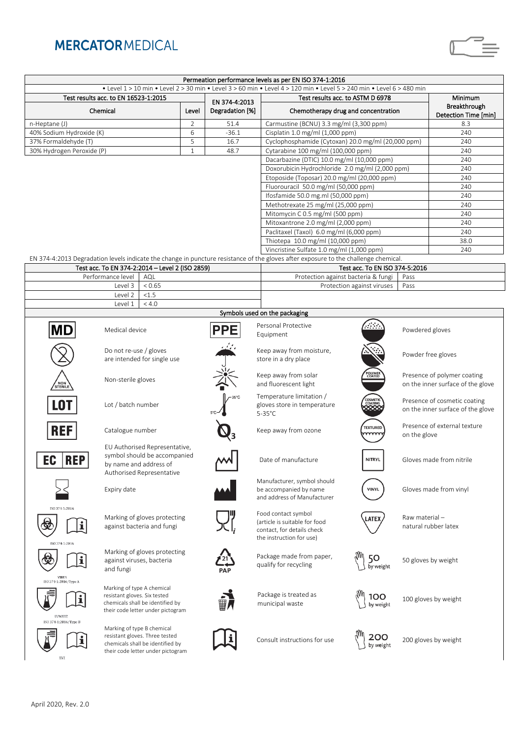**MERCATOR**MEDICAL

| Permeation performance levels as per EN ISO 374-1:2016 | | | | | |
|---|---|---|---|---|---|
| • Level 1 > 10 min • Level 2 > 30 min • Level 3 > 60 min • Level 4 > 120 min • Level 5 > 240 min • Level 6 > 480 min | | | | | |
| Test results acc. to EN 16523-1:2015 | | EN 374-4:2013 Degradation [%] | Test results acc. to ASTM D 6978 | | |
| Chemical | Level | | Chemotherapy drug and concentration | Minimum Breakthrough Detection Time [min] | |
| n-Heptane (J) | 2 | 51.4 | Carmustine (BCNU) 3.3 mg/ml (3,300 ppm) | 8.3 | |
| 40% Sodium Hydroxide (K) | 6 | -36.1 | Cisplatin 1.0 mg/ml (1,000 ppm) | 240 | |
| 37% Formaldehyde (T) | 5 | 16.7 | Cyclophosphamide (Cytoxan) 20.0 mg/ml (20,000 ppm) | 240 | |
| 30% Hydrogen Peroxide (P) | 1 | 48.7 | Cytarabine 100 mg/ml (100,000 ppm) | 240 | |
| | | | Dacarbazine (DTIC) 10.0 mg/ml (10,000 ppm) | 240 | |
| | | | Doxorubicin Hydrochloride 2.0 mg/ml (2,000 ppm) | 240 | |
| | | | Etoposide (Toposar) 20.0 mg/ml (20,000 ppm) | 240 | |
| | | | Fluorouracil 50.0 mg/ml (50,000 ppm) | 240 | |
| | | | Ifosfamide 50.0 mg.ml (50,000 ppm) | 240 | |
| | | | Methotrexate 25 mg/ml (25,000 ppm) | 240 | |
| | | | Mitomycin C 0.5 mg/ml (500 ppm) | 240 | |
| | | | Mitoxantrone 2.0 mg/ml (2,000 ppm) | 240 | |
| | | | Paclitaxel (Taxol) 6.0 mg/ml (6,000 ppm) | 240 | |
| | | | Thiotepa 10.0 mg/ml (10,000 ppm) | 38.0 | |
| | | | Vincristine Sulfate 1.0 mg/ml (1,000 ppm) | 240 | |

EN 374-4:2013 Degradation levels indicate the change in puncture resistance of the gloves after exposure to the challenge chemical.

| Test acc. To EN 374-2:2014 – Level 2 (ISO 2859) | | Test acc. To EN ISO 374-5:2016 | |
|---|---|---|---|
| Performance level | AQL | Protection against bacteria & fungi | Pass |
| Level 3 | < 0.65 | Protection against viruses | Pass |
| Level 2 | <1.5 | | |
| Level 1 | < 4.0 | | |

**Symbols used on the packaging**

| Symbol | Meaning | Symbol | Meaning | Symbol | Meaning |
|---|---|---|---|---|---|
| MD | Medical device | PPE | Personal Protective Equipment | | Powdered gloves |
| | Do not re-use / gloves are intended for single use | | Keep away from moisture, store in a dry place | | Powder free gloves |
| NON STERILE | Non-sterile gloves | | Keep away from solar and fluorescent light | POLYMER COATED | Presence of polymer coating on the inner surface of the glove |
| LOT | Lot / batch number | 5°C – 35°C | Temperature limitation / gloves store in temperature 5-35°C | COSMETIC COATING | Presence of cosmetic coating on the inner surface of the glove |
| REF | Catalogue number | $O_3$ | Keep away from ozone | TEXTURED | Presence of external texture on the glove |
| EC REP | EU Authorised Representative, symbol should be accompanied by name and address of Authorised Representative | | Date of manufacture | NITRYL | Gloves made from nitrile |
| | Expiry date | | Manufacturer, symbol should be accompanied by name and address of Manufacturer | VINYL | Gloves made from vinyl |
| ISO 374-5:2016 | Marking of gloves protecting against bacteria and fungi | | Food contact symbol (article is suitable for food contact, for details check the instruction for use) | LATEX | Raw material – natural rubber latex |
| ISO 374-5:2016 VIRUS | Marking of gloves protecting against viruses, bacteria and fungi | 21 PAP | Package made from paper, qualify for recycling | 50 by weight | 50 gloves by weight |
| ISO 374-1:2016/Type A UVWXYZ | Marking of type A chemical resistant gloves. Six tested chemicals shall be identified by their code letter under pictogram | | Package is treated as municipal waste | 100 by weight | 100 gloves by weight |
| ISO 374-1:2016/Type B XYZ | Marking of type B chemical resistant gloves. Three tested chemicals shall be identified by their code letter under pictogram | | Consult instructions for use | 200 by weight | 200 gloves by weight |

April 2020, Rev. 2.0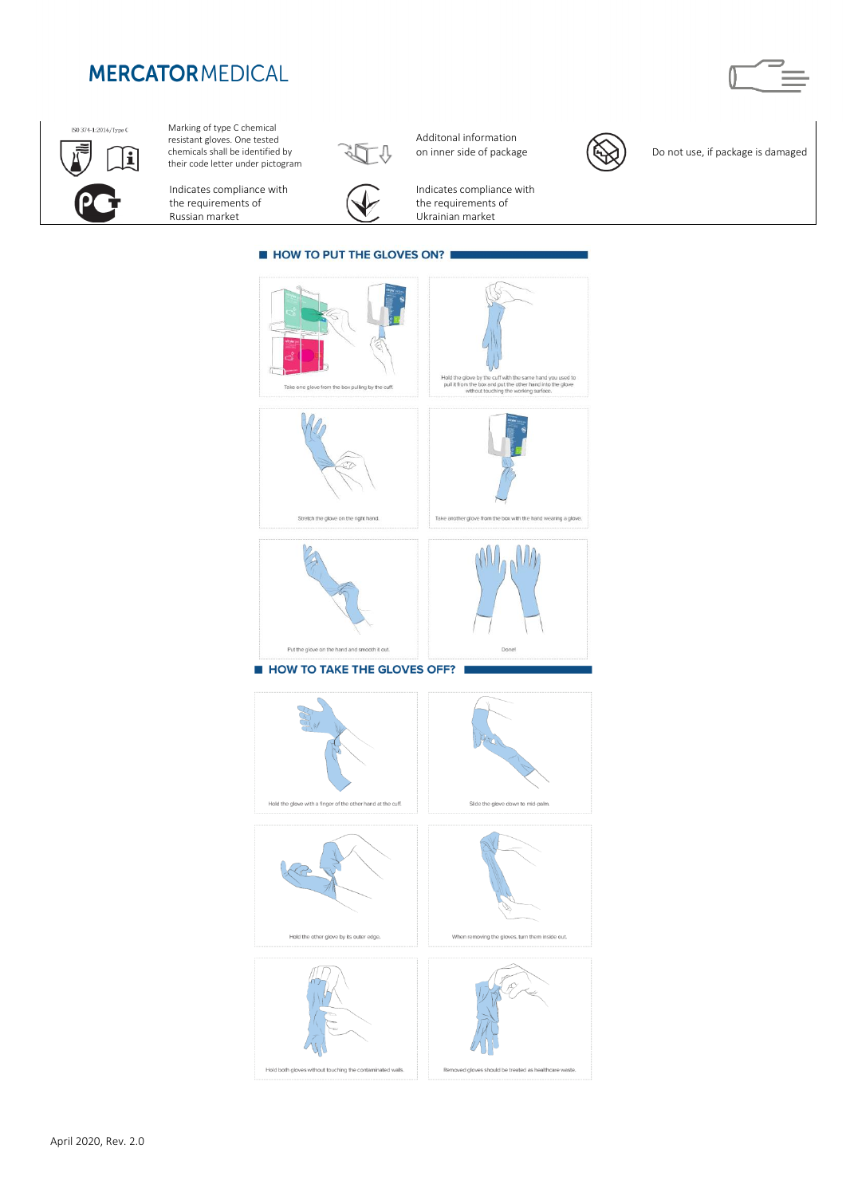MERCATOR MEDICAL

| | | | | | |
|---|---|---|---|---|---|
| ISO 374-1:2016/Type C | Marking of type C chemical resistant gloves. One tested chemicals shall be identified by their code letter under pictogram | | Additonal information on inner side of package | | Do not use, if package is damaged |
| | Indicates compliance with the requirements of Russian market | | Indicates compliance with the requirements of Ukrainian market | | |

## HOW TO PUT THE GLOVES ON?

Take one glove from the box pulling by the cuff.

Hold the glove by the cuff with the same hand you used to pull it from the box and put the other hand into the glove without touching the working surface.

Stretch the glove on the right hand.

Take another glove from the box with the hand wearing a glove.

Put the glove on the hand and smooth it out.

Done!

## HOW TO TAKE THE GLOVES OFF?

Hold the glove with a finger of the other hand at the cuff.

Slide the glove down to mid-palm.

Hold the other glove by its outer edge.

When removing the gloves, turn them inside out.

Hold both gloves without touching the contaminated walls.

Removed gloves should be treated as healthcare waste.

April 2020, Rev. 2.0